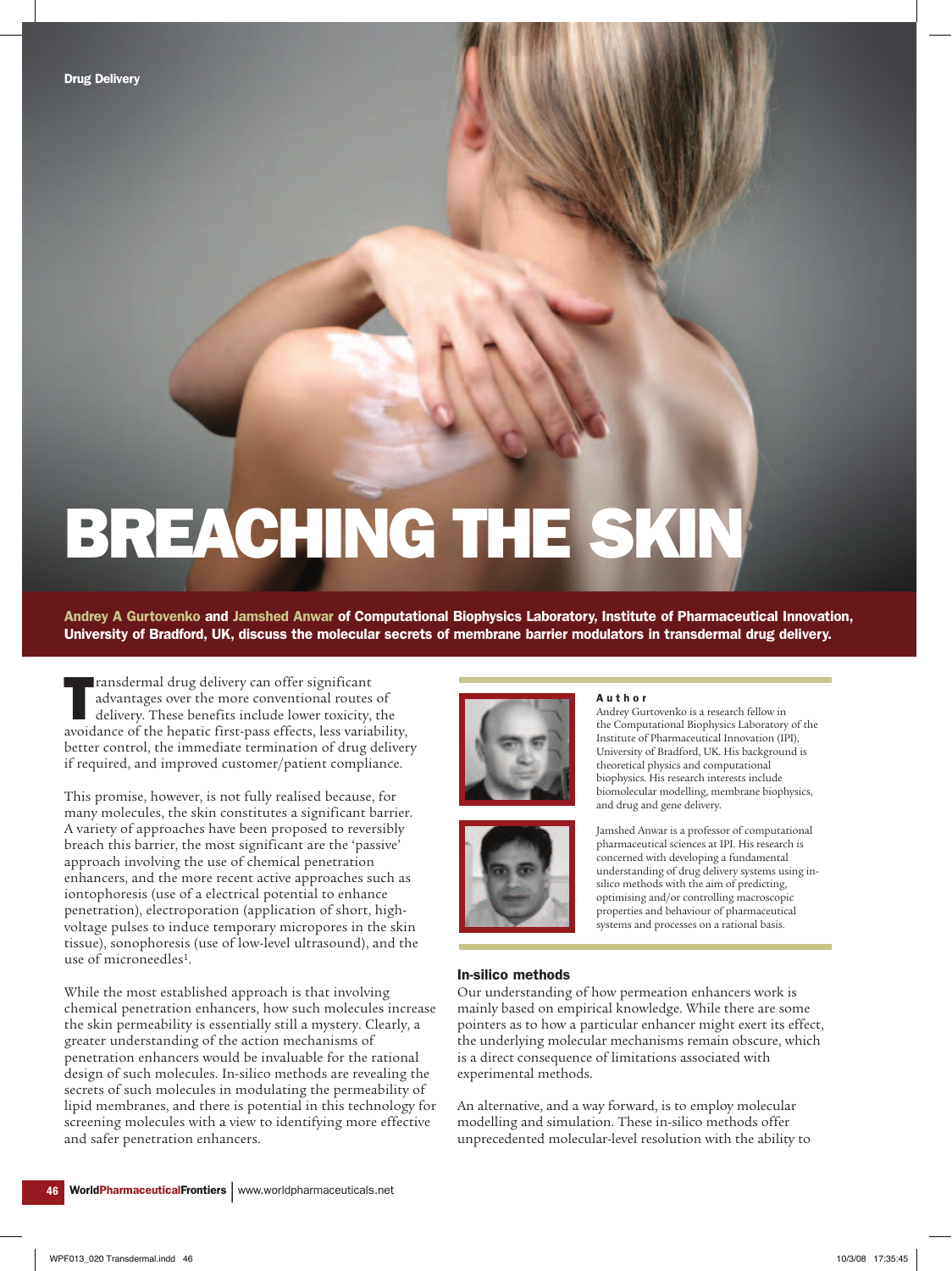Drug Delivery

# BREACHING THE SKIN

**Andrey A Gurtovenko and Jamshed Anwar of Computational Biophysics Laboratory, Institute of Pharmaceutical Innovation, University of Bradford, UK, discuss the molecular secrets of membrane barrier modulators in transdermal drug delivery.**

Transdermal drug delivery can offer significant advantages over the more conventional routes of delivery. These benefits include lower toxicity, the avoidance of the hepatic first-pass effects, less variability, better control, the immediate termination of drug delivery if required, and improved customer/patient compliance.

This promise, however, is not fully realised because, for many molecules, the skin constitutes a significant barrier. A variety of approaches have been proposed to reversibly breach this barrier, the most significant are the 'passive' approach involving the use of chemical penetration enhancers, and the more recent active approaches such as iontophoresis (use of a electrical potential to enhance penetration), electroporation (application of short, high-voltage pulses to induce temporary micropores in the skin tissue), sonophoresis (use of low-level ultrasound), and the use of microneedles[1].

While the most established approach is that involving chemical penetration enhancers, how such molecules increase the skin permeability is essentially still a mystery. Clearly, a greater understanding of the action mechanisms of penetration enhancers would be invaluable for the rational design of such molecules. In-silico methods are revealing the secrets of such molecules in modulating the permeability of lipid membranes, and there is potential in this technology for screening molecules with a view to identifying more effective and safer penetration enhancers.

**Author**

Andrey Gurtovenko is a research fellow in the Computational Biophysics Laboratory of the Institute of Pharmaceutical Innovation (IPI), University of Bradford, UK. His background is theoretical physics and computational biophysics. His research interests include biomolecular modelling, membrane biophysics, and drug and gene delivery.

Jamshed Anwar is a professor of computational pharmaceutical sciences at IPI. His research is concerned with developing a fundamental understanding of drug delivery systems using in-silico methods with the aim of predicting, optimising and/or controlling macroscopic properties and behaviour of pharmaceutical systems and processes on a rational basis.

### In-silico methods

Our understanding of how permeation enhancers work is mainly based on empirical knowledge. While there are some pointers as to how a particular enhancer might exert its effect, the underlying molecular mechanisms remain obscure, which is a direct consequence of limitations associated with experimental methods.

An alternative, and a way forward, is to employ molecular modelling and simulation. These in-silico methods offer unprecedented molecular-level resolution with the ability to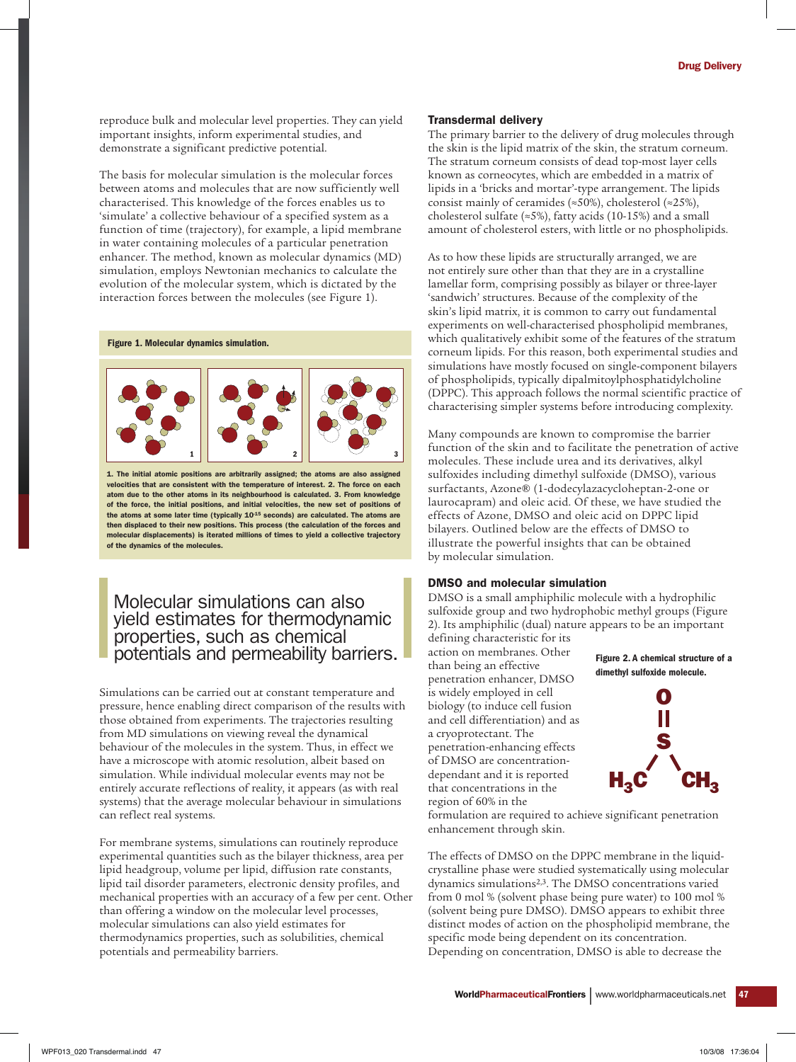reproduce bulk and molecular level properties. They can yield important insights, inform experimental studies, and demonstrate a significant predictive potential.

The basis for molecular simulation is the molecular forces between atoms and molecules that are now sufficiently well characterised. This knowledge of the forces enables us to 'simulate' a collective behaviour of a specified system as a function of time (trajectory), for example, a lipid membrane in water containing molecules of a particular penetration enhancer. The method, known as molecular dynamics (MD) simulation, employs Newtonian mechanics to calculate the evolution of the molecular system, which is dictated by the interaction forces between the molecules (see Figure 1).

**Figure 1. Molecular dynamics simulation.**

1. The initial atomic positions are arbitrarily assigned; the atoms are also assigned velocities that are consistent with the temperature of interest. 2. The force on each atom due to the other atoms in his neighbourhood is calculated. 3. From knowledge of the force, the initial positions, and initial velocities, the new set of positions of the atoms at some later time (typically $10^{-15}$ seconds) are calculated. The atoms are then displaced to their new positions. This process (the calculation of the forces and molecular displacements) is iterated millions of times to yield a collective trajectory of the dynamics of the molecules.

> Molecular simulations can also yield estimates for thermodynamic properties, such as chemical potentials and permeability barriers.

Simulations can be carried out at constant temperature and pressure, hence enabling direct comparison of the results with those obtained from experiments. The trajectories resulting from MD simulations on viewing reveal the dynamical behaviour of the molecules in the system. Thus, in effect we have a microscope with atomic resolution, albeit based on simulation. While individual molecular events may not be entirely accurate reflections of reality, it appears (as with real systems) that the average molecular behaviour in simulations can reflect real systems.

For membrane systems, simulations can routinely reproduce experimental quantities such as the bilayer thickness, area per lipid headgroup, volume per lipid, diffusion rate constants, lipid tail disorder parameters, electronic density profiles, and mechanical properties with an accuracy of a few per cent. Other than offering a window on the molecular level processes, molecular simulations can also yield estimates for thermodynamics properties, such as solubilities, chemical potentials and permeability barriers.

## Transdermal delivery

The primary barrier to the delivery of drug molecules through the skin is the lipid matrix of the skin, the stratum corneum. The stratum corneum consists of dead top-most layer cells known as corneocytes, which are embedded in a matrix of lipids in a 'bricks and mortar'-type arrangement. The lipids consist mainly of ceramides (≈50%), cholesterol (≈25%), cholesterol sulfate (≈5%), fatty acids (10-15%) and a small amount of cholesterol esters, with little or no phospholipids.

As to how these lipids are structurally arranged, we are not entirely sure other than that they are in a crystalline lamellar form, comprising possibly as bilayer or three-layer 'sandwich' structures. Because of the complexity of the skin's lipid matrix, it is common to carry out fundamental experiments on well-characterised phospholipid membranes, which qualitatively exhibit some of the features of the stratum corneum lipids. For this reason, both experimental studies and simulations have mostly focused on single-component bilayers of phospholipids, typically dipalmitoylphosphatidylcholine (DPPC). This approach follows the normal scientific practice of characterising simpler systems before introducing complexity.

Many compounds are known to compromise the barrier function of the skin and to facilitate the penetration of active molecules. These include urea and its derivatives, alkyl sulfoxides including dimethyl sulfoxide (DMSO), various surfactants, Azone® (1-dodecylazacycloheptan-2-one or laurocapram) and oleic acid. Of these, we have studied the effects of Azone, DMSO and oleic acid on DPPC lipid bilayers. Outlined below are the effects of DMSO to illustrate the powerful insights that can be obtained by molecular simulation.

## DMSO and molecular simulation

DMSO is a small amphiphilic molecule with a hydrophilic sulfoxide group and two hydrophobic methyl groups (Figure 2). Its amphiphilic (dual) nature appears to be an important defining characteristic for its action on membranes. Other than being an effective penetration enhancer, DMSO is widely employed in cell biology (to induce cell fusion and cell differentiation) and as a cryoprotectant. The penetration-enhancing effects of DMSO are concentration-dependant and it is reported that concentrations in the region of 60% in the formulation are required to achieve significant penetration enhancement through skin.

**Figure 2. A chemical structure of a dimethyl sulfoxide molecule.**

The effects of DMSO on the DPPC membrane in the liquid-crystalline phase were studied systematically using molecular dynamics simulations[2,3]. The DMSO concentrations varied from 0 mol % (solvent phase being pure water) to 100 mol % (solvent being pure DMSO). DMSO appears to exhibit three distinct modes of action on the phospholipid membrane, the specific mode being dependent on its concentration. Depending on concentration, DMSO is able to decrease the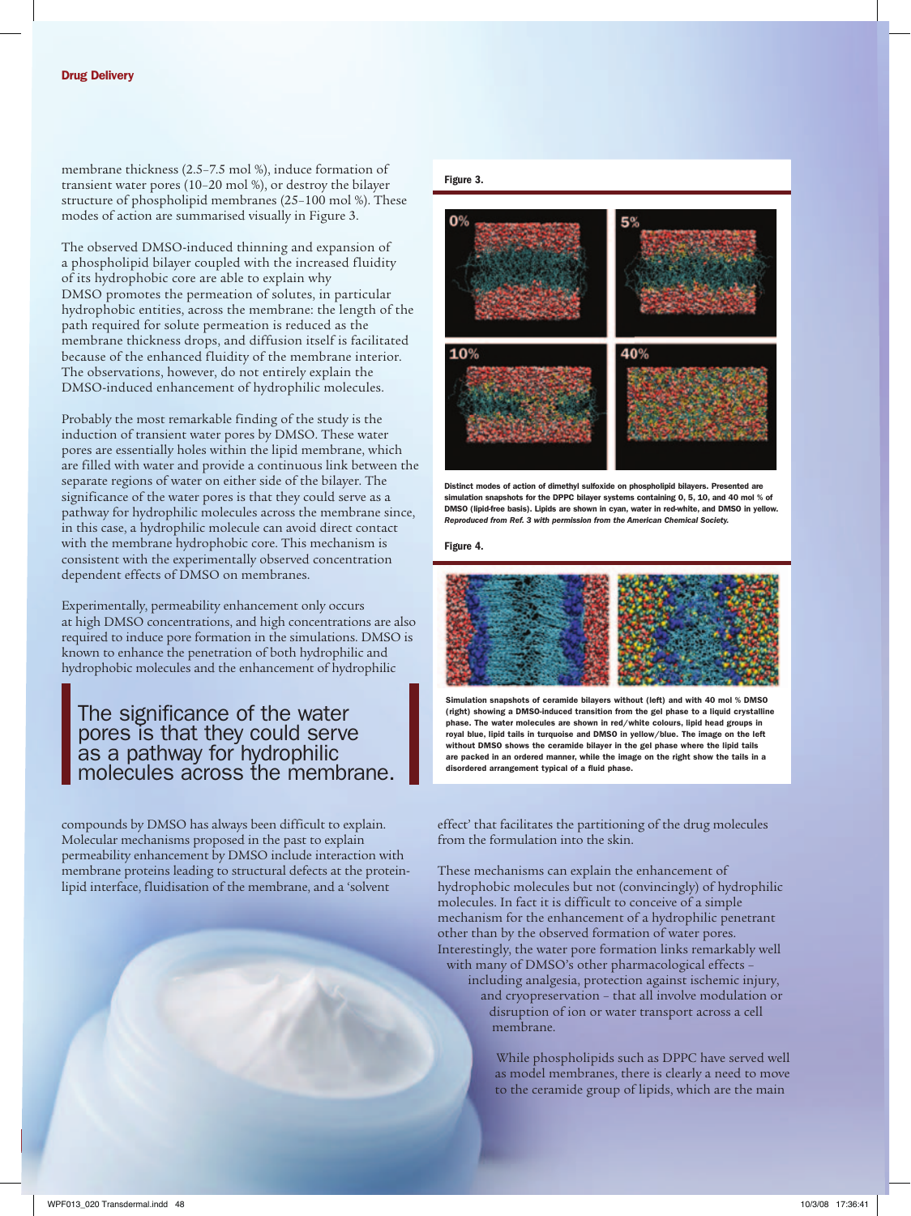membrane thickness (2.5–7.5 mol %), induce formation of transient water pores (10–20 mol %), or destroy the bilayer structure of phospholipid membranes (25–100 mol %). These modes of action are summarised visually in Figure 3.

The observed DMSO-induced thinning and expansion of a phospholipid bilayer coupled with the increased fluidity of its hydrophobic core are able to explain why DMSO promotes the permeation of solutes, in particular hydrophobic entities, across the membrane: the length of the path required for solute permeation is reduced as the membrane thickness drops, and diffusion itself is facilitated because of the enhanced fluidity of the membrane interior. The observations, however, do not entirely explain the DMSO-induced enhancement of hydrophilic molecules.

Probably the most remarkable finding of the study is the induction of transient water pores by DMSO. These water pores are essentially holes within the lipid membrane, which are filled with water and provide a continuous link between the separate regions of water on either side of the bilayer. The significance of the water pores is that they could serve as a pathway for hydrophilic molecules across the membrane since, in this case, a hydrophilic molecule can avoid direct contact with the membrane hydrophobic core. This mechanism is consistent with the experimentally observed concentration dependent effects of DMSO on membranes.

Experimentally, permeability enhancement only occurs at high DMSO concentrations, and high concentrations are also required to induce pore formation in the simulations. DMSO is known to enhance the penetration of both hydrophilic and hydrophobic molecules and the enhancement of hydrophilic compounds by DMSO has always been difficult to explain. Molecular mechanisms proposed in the past to explain permeability enhancement by DMSO include interaction with membrane proteins leading to structural defects at the protein-lipid interface, fluidisation of the membrane, and a 'solvent effect' that facilitates the partitioning of the drug molecules from the formulation into the skin.

> The significance of the water pores is that they could serve as a pathway for hydrophilic molecules across the membrane.

These mechanisms can explain the enhancement of hydrophobic molecules but not (convincingly) of hydrophilic molecules. In fact it is difficult to conceive of a simple mechanism for the enhancement of a hydrophilic penetrant other than by the observed formation of water pores. Interestingly, the water pore formation links remarkably well with many of DMSO's other pharmacological effects – including analgesia, protection against ischemic injury, and cryopreservation – that all involve modulation or disruption of ion or water transport across a cell membrane.

While phospholipids such as DPPC have served well as model membranes, there is clearly a need to move to the ceramide group of lipids, which are the main

**Figure 3.**

**Distinct modes of action of dimethyl sulfoxide on phospholipid bilayers. Presented are simulation snapshots for the DPPC bilayer systems containing 0, 5, 10, and 40 mol % of DMSO (lipid-free basis). Lipids are shown in cyan, water in red-white, and DMSO in yellow.** ***Reproduced from Ref. 3 with permission from the American Chemical Society.***

**Figure 4.**

**Simulation snapshots of ceramide bilayers without (left) and with 40 mol % DMSO (right) showing a DMSO-induced transition from the gel phase to a liquid crystalline phase. The water molecules are shown in red/white colours, lipid head groups in royal blue, lipid tails in turquoise and DMSO in yellow/blue. The image on the left without DMSO shows the ceramide bilayer in the gel phase where the lipid tails are packed in an ordered manner, while the image on the right show the tails in a disordered arrangement typical of a fluid phase.**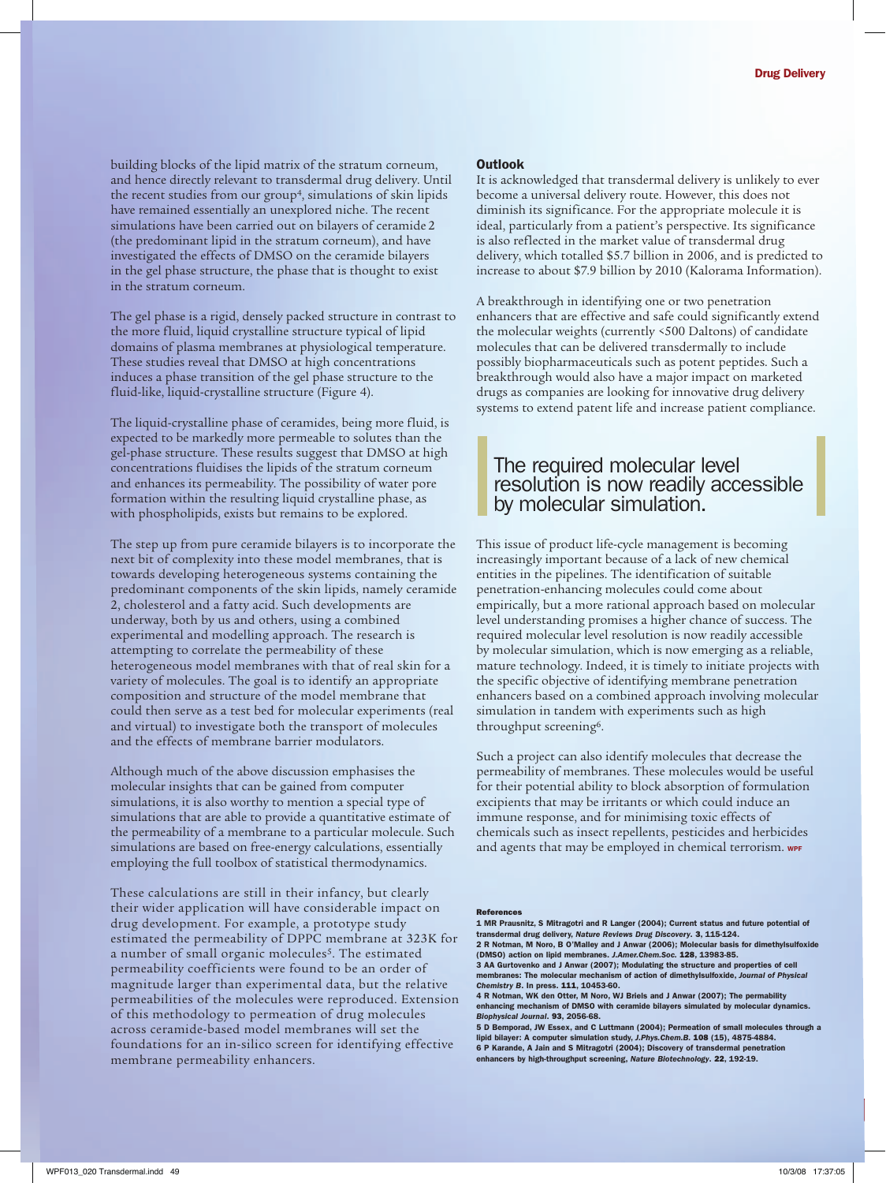building blocks of the lipid matrix of the stratum corneum, and hence directly relevant to transdermal drug delivery. Until the recent studies from our group[4], simulations of skin lipids have remained essentially an unexplored niche. The recent simulations have been carried out on bilayers of ceramide 2 (the predominant lipid in the stratum corneum), and have investigated the effects of DMSO on the ceramide bilayers in the gel phase structure, the phase that is thought to exist in the stratum corneum.

The gel phase is a rigid, densely packed structure in contrast to the more fluid, liquid crystalline structure typical of lipid domains of plasma membranes at physiological temperature. These studies reveal that DMSO at high concentrations induces a phase transition of the gel phase structure to the fluid-like, liquid-crystalline structure (Figure 4).

The liquid-crystalline phase of ceramides, being more fluid, is expected to be markedly more permeable to solutes than the gel-phase structure. These results suggest that DMSO at high concentrations fluidises the lipids of the stratum corneum and enhances its permeability. The possibility of water pore formation within the resulting liquid crystalline phase, as with phospholipids, exists but remains to be explored.

The step up from pure ceramide bilayers is to incorporate the next bit of complexity into these model membranes, that is towards developing heterogeneous systems containing the predominant components of the skin lipids, namely ceramide 2, cholesterol and a fatty acid. Such developments are underway, both by us and others, using a combined experimental and modelling approach. The research is attempting to correlate the permeability of these heterogeneous model membranes with that of real skin for a variety of molecules. The goal is to identify an appropriate composition and structure of the model membrane that could then serve as a test bed for molecular experiments (real and virtual) to investigate both the transport of molecules and the effects of membrane barrier modulators.

Although much of the above discussion emphasises the molecular insights that can be gained from computer simulations, it is also worthy to mention a special type of simulations that are able to provide a quantitative estimate of the permeability of a membrane to a particular molecule. Such simulations are based on free-energy calculations, essentially employing the full toolbox of statistical thermodynamics.

These calculations are still in their infancy, but clearly their wider application will have considerable impact on drug development. For example, a prototype study estimated the permeability of DPPC membrane at 323K for a number of small organic molecules[5]. The estimated permeability coefficients were found to be an order of magnitude larger than experimental data, but the relative permeabilities of the molecules were reproduced. Extension of this methodology to permeation of drug molecules across ceramide-based model membranes will set the foundations for an in-silico screen for identifying effective membrane permeability enhancers.

## Outlook

It is acknowledged that transdermal delivery is unlikely to ever become a universal delivery route. However, this does not diminish its significance. For the appropriate molecule it is ideal, particularly from a patient's perspective. Its significance is also reflected in the market value of transdermal drug delivery, which totalled $5.7 billion in 2006, and is predicted to increase to about $7.9 billion by 2010 (Kalorama Information).

A breakthrough in identifying one or two penetration enhancers that are effective and safe could significantly extend the molecular weights (currently <500 Daltons) of candidate molecules that can be delivered transdermally to include possibly biopharmaceuticals such as potent peptides. Such a breakthrough would also have a major impact on marketed drugs as companies are looking for innovative drug delivery systems to extend patent life and increase patient compliance.

> The required molecular level resolution is now readily accessible by molecular simulation.

This issue of product life-cycle management is becoming increasingly important because of a lack of new chemical entities in the pipelines. The identification of suitable penetration-enhancing molecules could come about empirically, but a more rational approach based on molecular level understanding promises a higher chance of success. The required molecular level resolution is now readily accessible by molecular simulation, which is now emerging as a reliable, mature technology. Indeed, it is timely to initiate projects with the specific objective of identifying membrane penetration enhancers based on a combined approach involving molecular simulation in tandem with experiments such as high throughput screening[6].

Such a project can also identify molecules that decrease the permeability of membranes. These molecules would be useful for their potential ability to block absorption of formulation excipients that may be irritants or which could induce an immune response, and for minimising toxic effects of chemicals such as insect repellents, pesticides and herbicides and agents that may be employed in chemical terrorism. WPF

### References

1 MR Prausnitz, S Mitragotri and R Langer (2004); Current status and future potential of transdermal drug delivery, *Nature Reviews Drug Discovery*. **3**, 115-124.

2 R Notman, M Noro, B O'Malley and J Anwar (2006); Molecular basis for dimethylsulfoxide (DMSO) action on lipid membranes. *J.Amer.Chem.Soc.* **128**, 13983-85.

3 AA Gurtovenko and J Anwar (2007); Modulating the structure and properties of cell membranes: The molecular mechanism of action of dimethylsulfoxide, *Journal of Physical Chemistry B*. In press. **111**, 10453-60.

4 R Notman, WK den Otter, M Noro, WJ Briels and J Anwar (2007); The permability enhancing mechanism of DMSO with ceramide bilayers simulated by molecular dynamics. *Biophysical Journal*. **93**, 2056-68.

5 D Bemporad, JW Essex, and C Luttmann (2004); Permeation of small molecules through a lipid bilayer: A computer simulation study, *J.Phys.Chem.B.* **108** (15), 4875-4884.

6 P Karande, A Jain and S Mitragotri (2004); Discovery of transdermal penetration enhancers by high-throughput screening, *Nature Biotechnology*. **22**, 192-19.